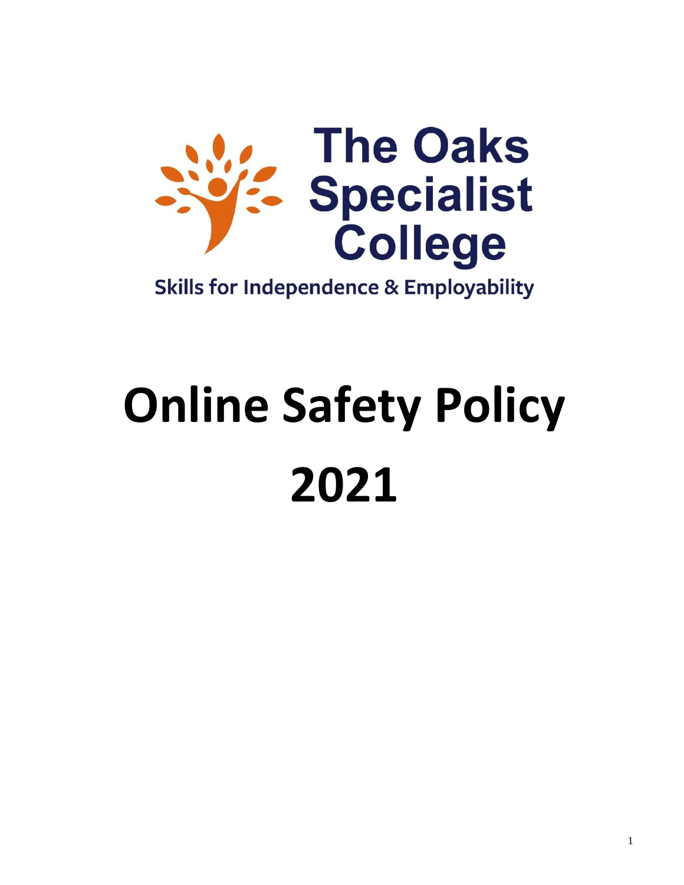The Oaks Specialist College

Skills for Independence & Employability

# Online Safety Policy 2021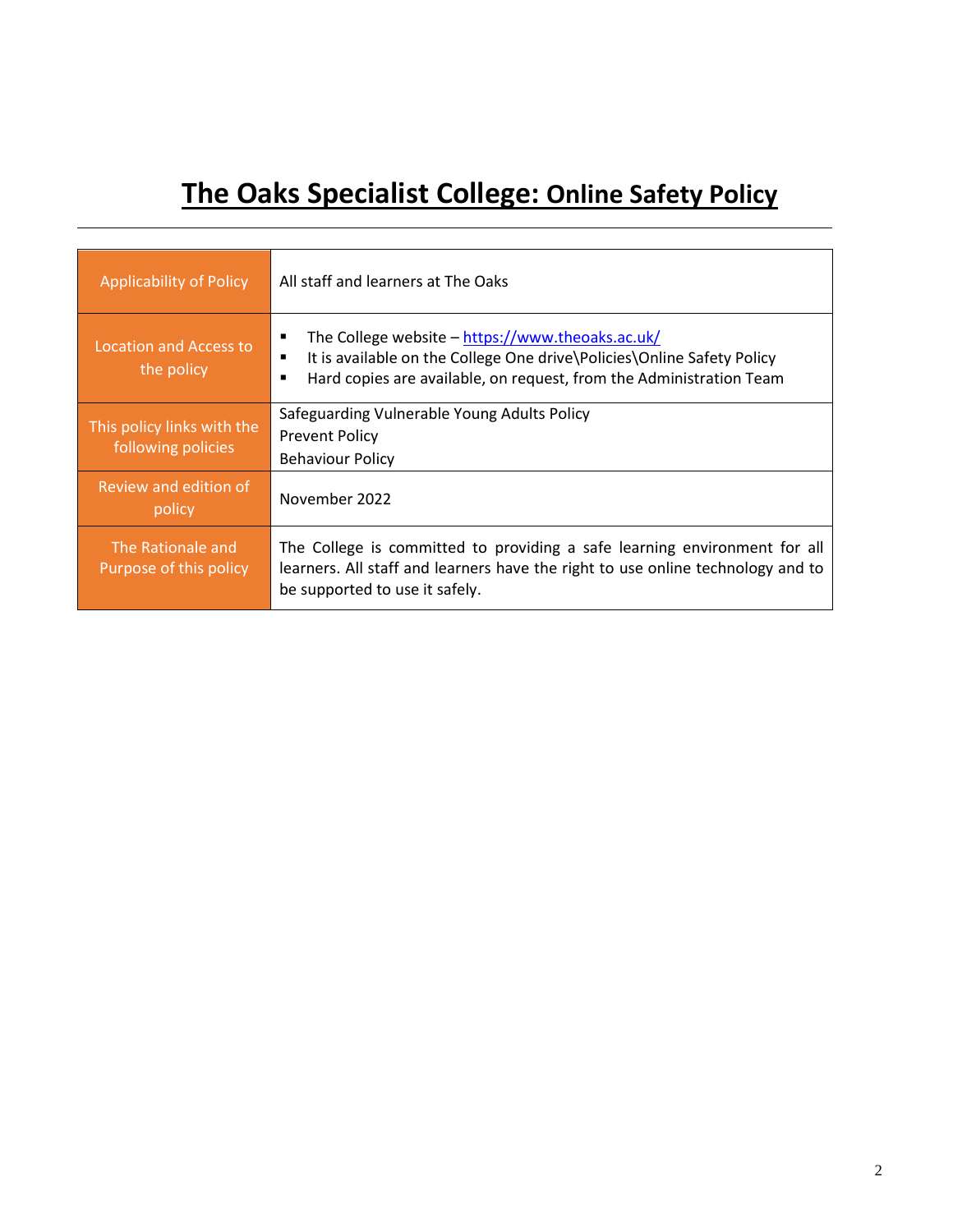# **The Oaks Specialist College: Online Safety Policy**

---

| | |
|---|---|
| Applicability of Policy | All staff and learners at The Oaks |
| Location and Access to the policy | ▪ The College website – [https://www.theoaks.ac.uk/](https://www.theoaks.ac.uk/)<br>▪ It is available on the College One drive\Policies\Online Safety Policy<br>▪ Hard copies are available, on request, from the Administration Team |
| This policy links with the following policies | Safeguarding Vulnerable Young Adults Policy<br>Prevent Policy<br>Behaviour Policy |
| Review and edition of policy | November 2022 |
| The Rationale and Purpose of this policy | The College is committed to providing a safe learning environment for all learners. All staff and learners have the right to use online technology and to be supported to use it safely. |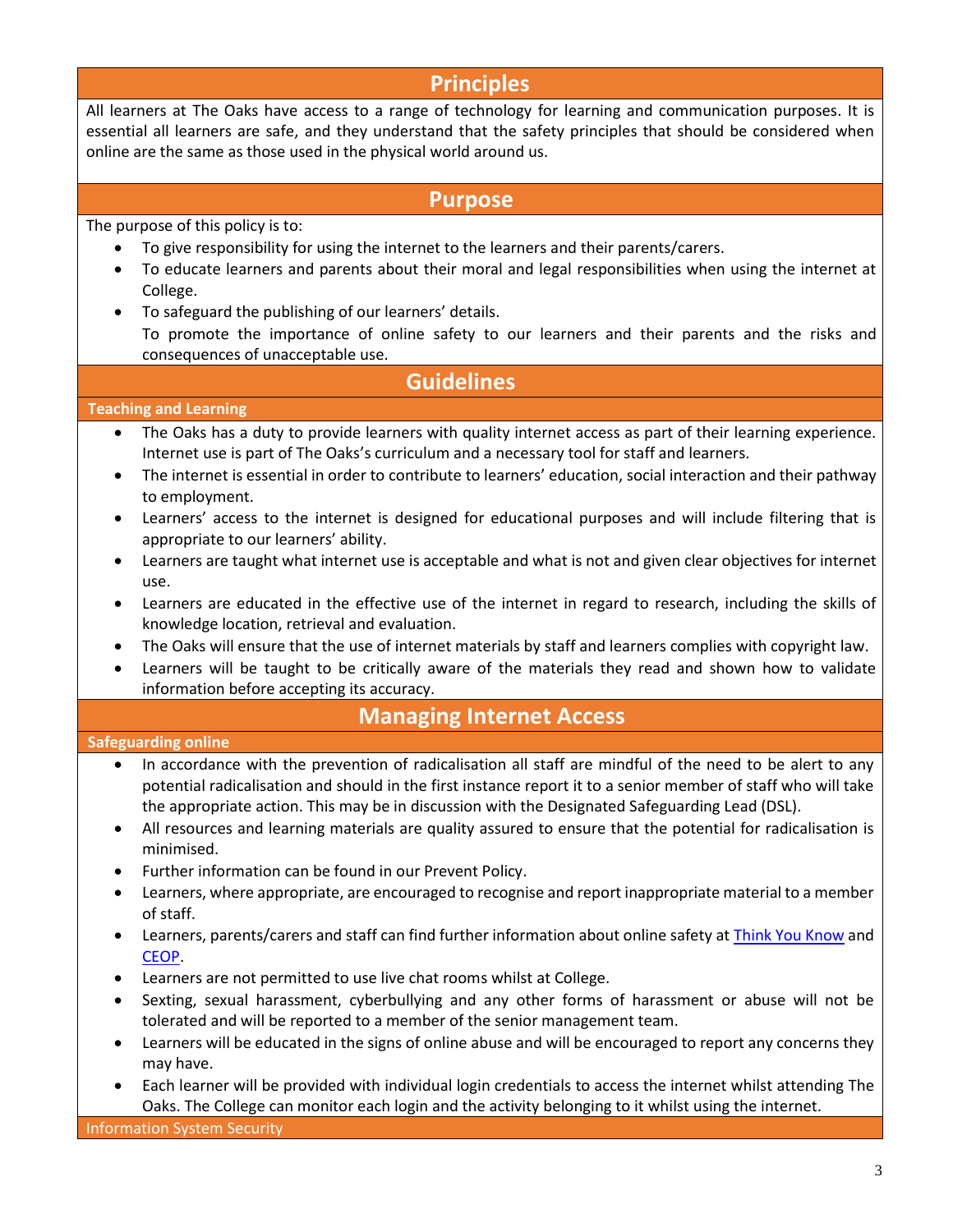## Principles

All learners at The Oaks have access to a range of technology for learning and communication purposes. It is essential all learners are safe, and they understand that the safety principles that should be considered when online are the same as those used in the physical world around us.

## Purpose

The purpose of this policy is to:

- To give responsibility for using the internet to the learners and their parents/carers.
- To educate learners and parents about their moral and legal responsibilities when using the internet at College.
- To safeguard the publishing of our learners' details.
  To promote the importance of online safety to our learners and their parents and the risks and consequences of unacceptable use.

## Guidelines

### Teaching and Learning

- The Oaks has a duty to provide learners with quality internet access as part of their learning experience. Internet use is part of The Oaks's curriculum and a necessary tool for staff and learners.
- The internet is essential in order to contribute to learners' education, social interaction and their pathway to employment.
- Learners' access to the internet is designed for educational purposes and will include filtering that is appropriate to our learners' ability.
- Learners are taught what internet use is acceptable and what is not and given clear objectives for internet use.
- Learners are educated in the effective use of the internet in regard to research, including the skills of knowledge location, retrieval and evaluation.
- The Oaks will ensure that the use of internet materials by staff and learners complies with copyright law.
- Learners will be taught to be critically aware of the materials they read and shown how to validate information before accepting its accuracy.

## Managing Internet Access

### Safeguarding online

- In accordance with the prevention of radicalisation all staff are mindful of the need to be alert to any potential radicalisation and should in the first instance report it to a senior member of staff who will take the appropriate action. This may be in discussion with the Designated Safeguarding Lead (DSL).
- All resources and learning materials are quality assured to ensure that the potential for radicalisation is minimised.
- Further information can be found in our Prevent Policy.
- Learners, where appropriate, are encouraged to recognise and report inappropriate material to a member of staff.
- Learners, parents/carers and staff can find further information about online safety at Think You Know and CEOP.
- Learners are not permitted to use live chat rooms whilst at College.
- Sexting, sexual harassment, cyberbullying and any other forms of harassment or abuse will not be tolerated and will be reported to a member of the senior management team.
- Learners will be educated in the signs of online abuse and will be encouraged to report any concerns they may have.
- Each learner will be provided with individual login credentials to access the internet whilst attending The Oaks. The College can monitor each login and the activity belonging to it whilst using the internet.

### Information System Security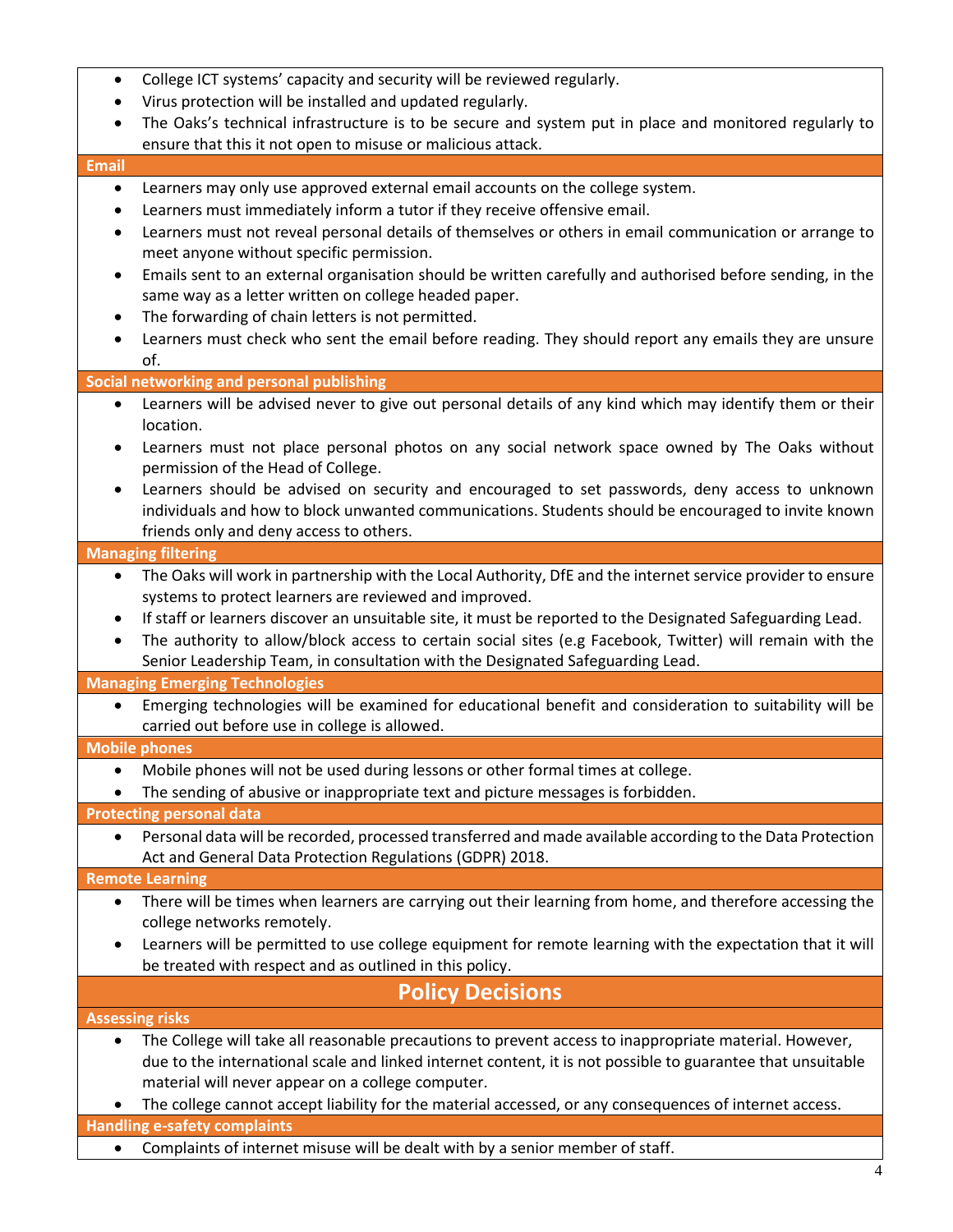- College ICT systems' capacity and security will be reviewed regularly.
- Virus protection will be installed and updated regularly.
- The Oaks's technical infrastructure is to be secure and system put in place and monitored regularly to ensure that this it not open to misuse or malicious attack.

### Email

- Learners may only use approved external email accounts on the college system.
- Learners must immediately inform a tutor if they receive offensive email.
- Learners must not reveal personal details of themselves or others in email communication or arrange to meet anyone without specific permission.
- Emails sent to an external organisation should be written carefully and authorised before sending, in the same way as a letter written on college headed paper.
- The forwarding of chain letters is not permitted.
- Learners must check who sent the email before reading. They should report any emails they are unsure of.

### Social networking and personal publishing

- Learners will be advised never to give out personal details of any kind which may identify them or their location.
- Learners must not place personal photos on any social network space owned by The Oaks without permission of the Head of College.
- Learners should be advised on security and encouraged to set passwords, deny access to unknown individuals and how to block unwanted communications. Students should be encouraged to invite known friends only and deny access to others.

### Managing filtering

- The Oaks will work in partnership with the Local Authority, DfE and the internet service provider to ensure systems to protect learners are reviewed and improved.
- If staff or learners discover an unsuitable site, it must be reported to the Designated Safeguarding Lead.
- The authority to allow/block access to certain social sites (e.g Facebook, Twitter) will remain with the Senior Leadership Team, in consultation with the Designated Safeguarding Lead.

### Managing Emerging Technologies

- Emerging technologies will be examined for educational benefit and consideration to suitability will be carried out before use in college is allowed.

### Mobile phones

- Mobile phones will not be used during lessons or other formal times at college.
- The sending of abusive or inappropriate text and picture messages is forbidden.

### Protecting personal data

- Personal data will be recorded, processed transferred and made available according to the Data Protection Act and General Data Protection Regulations (GDPR) 2018.

### Remote Learning

- There will be times when learners are carrying out their learning from home, and therefore accessing the college networks remotely.
- Learners will be permitted to use college equipment for remote learning with the expectation that it will be treated with respect and as outlined in this policy.

## Policy Decisions

### Assessing risks

- The College will take all reasonable precautions to prevent access to inappropriate material. However, due to the international scale and linked internet content, it is not possible to guarantee that unsuitable material will never appear on a college computer.
- The college cannot accept liability for the material accessed, or any consequences of internet access.

### Handling e-safety complaints

- Complaints of internet misuse will be dealt with by a senior member of staff.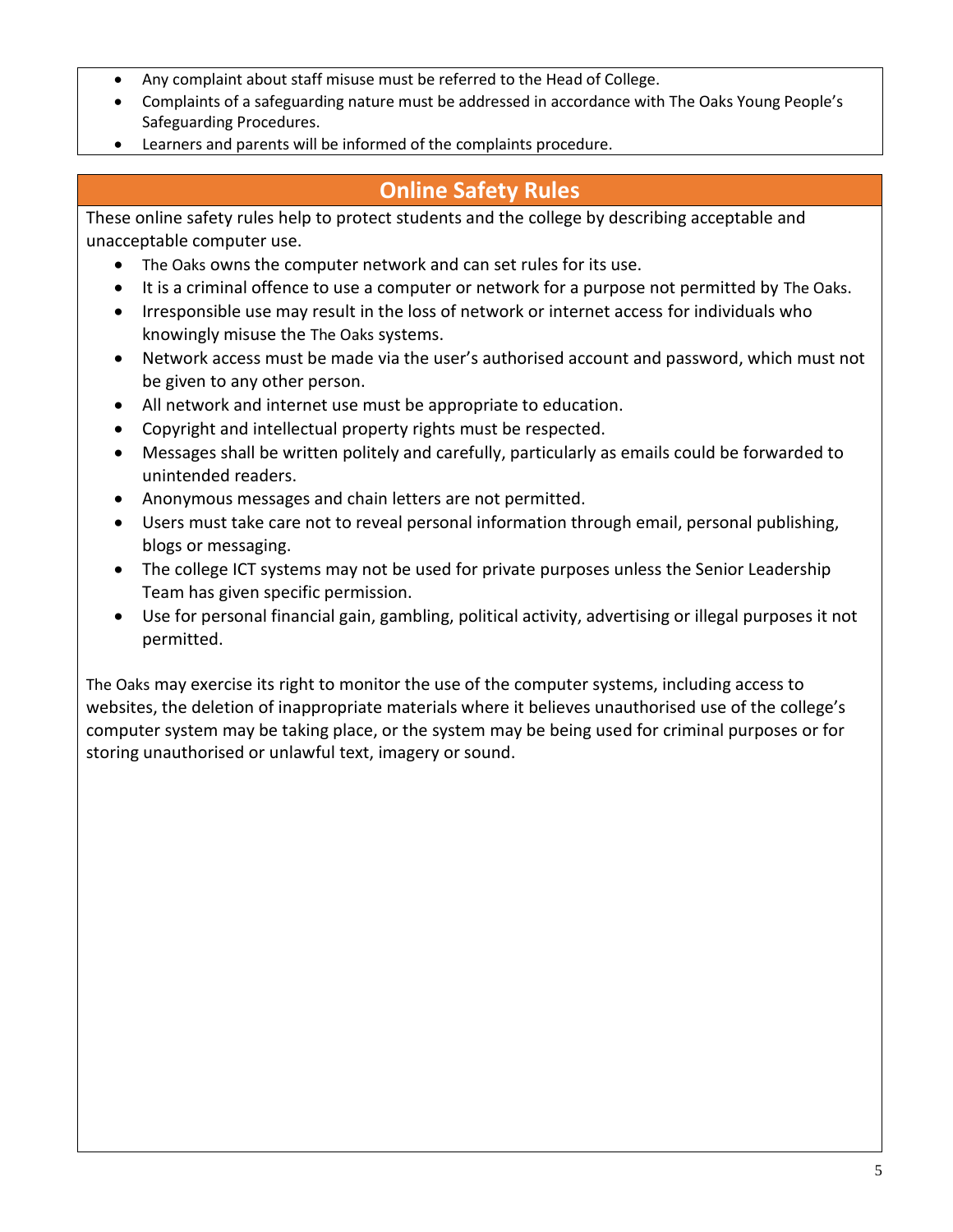- Any complaint about staff misuse must be referred to the Head of College.
- Complaints of a safeguarding nature must be addressed in accordance with The Oaks Young People's Safeguarding Procedures.
- Learners and parents will be informed of the complaints procedure.

## Online Safety Rules

These online safety rules help to protect students and the college by describing acceptable and unacceptable computer use.

- The Oaks owns the computer network and can set rules for its use.
- It is a criminal offence to use a computer or network for a purpose not permitted by The Oaks.
- Irresponsible use may result in the loss of network or internet access for individuals who knowingly misuse the The Oaks systems.
- Network access must be made via the user's authorised account and password, which must not be given to any other person.
- All network and internet use must be appropriate to education.
- Copyright and intellectual property rights must be respected.
- Messages shall be written politely and carefully, particularly as emails could be forwarded to unintended readers.
- Anonymous messages and chain letters are not permitted.
- Users must take care not to reveal personal information through email, personal publishing, blogs or messaging.
- The college ICT systems may not be used for private purposes unless the Senior Leadership Team has given specific permission.
- Use for personal financial gain, gambling, political activity, advertising or illegal purposes it not permitted.

The Oaks may exercise its right to monitor the use of the computer systems, including access to websites, the deletion of inappropriate materials where it believes unauthorised use of the college's computer system may be taking place, or the system may be being used for criminal purposes or for storing unauthorised or unlawful text, imagery or sound.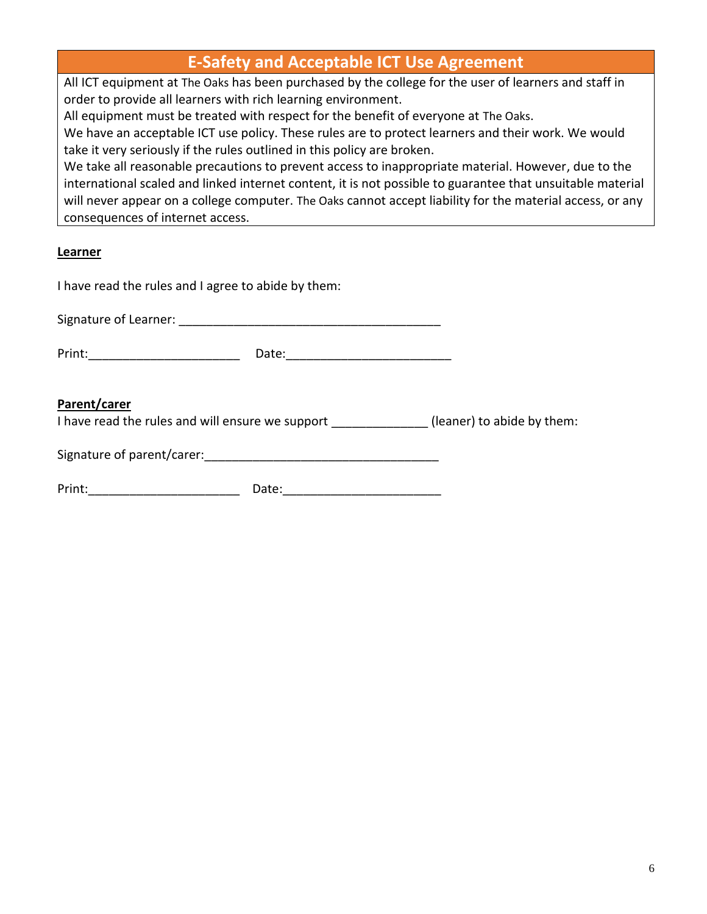## E-Safety and Acceptable ICT Use Agreement

All ICT equipment at The Oaks has been purchased by the college for the user of learners and staff in order to provide all learners with rich learning environment.
All equipment must be treated with respect for the benefit of everyone at The Oaks.
We have an acceptable ICT use policy. These rules are to protect learners and their work. We would take it very seriously if the rules outlined in this policy are broken.
We take all reasonable precautions to prevent access to inappropriate material. However, due to the international scaled and linked internet content, it is not possible to guarantee that unsuitable material will never appear on a college computer. The Oaks cannot accept liability for the material access, or any consequences of internet access.

**Learner**

I have read the rules and I agree to abide by them:

Signature of Learner: _______________________________________

Print:______________________ Date:________________________

**Parent/carer**

I have read the rules and will ensure we support ______________ (leaner) to abide by them:

Signature of parent/carer:__________________________________

Print:______________________ Date:_______________________